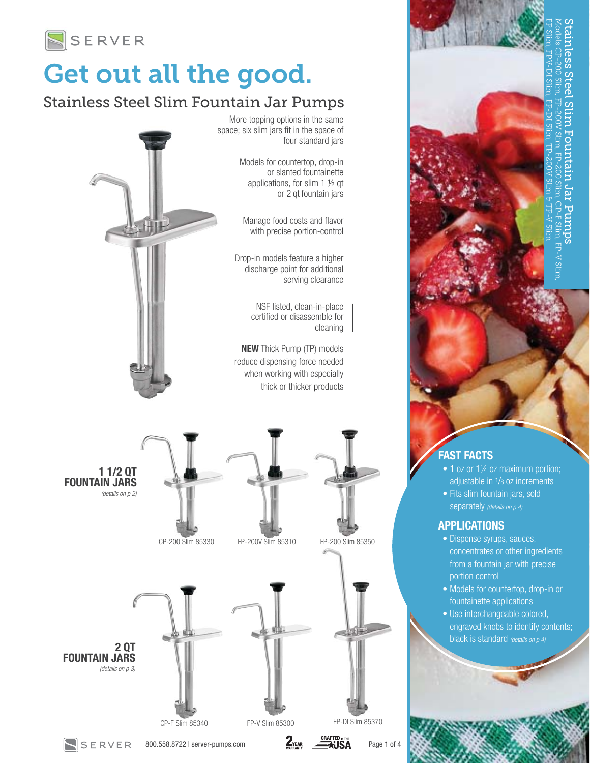SERVER

# Get out all the good.

## Stainless Steel Slim Fountain Jar Pumps

More topping options in the same space; six slim jars fit in the space of four standard jars

Models for countertop, drop-in or slanted fountainette applications, for slim 1 ½ qt or 2 qt fountain jars

Manage food costs and flavor with precise portion-control

Drop-in models feature a higher discharge point for additional serving clearance

NSF listed, clean-in-place certified or disassemble for cleaning

**NEW** Thick Pump (TP) models reduce dispensing force needed when working with especially thick or thicker products

**1 1/2 QT FOUNTAIN JARS**
*(details on p 2)*

CP-200 Slim 85330

FP-200V Slim 85310

FP-200 Slim 85350

**2 QT FOUNTAIN JARS**
*(details on p 3)*

CP-F Slim 85340

FP-V Slim 85300

FP-DI Slim 85370

## Stainless Steel Slim Fountain Jar Pumps

Models CP-200 Slim, FP-200V Slim, FP-200 Slim, CP-F Slim, FP-V Slim, FP Slim, FPV-DI Slim, FP-DI Slim, TP-200V Slim & TP-V Slim

### FAST FACTS

- 1 oz or 1¼ oz maximum portion; adjustable in ⅛ oz increments
- Fits slim fountain jars, sold separately *(details on p 4)*

### APPLICATIONS

- Dispense syrups, sauces, concentrates or other ingredients from a fountain jar with precise portion control
- Models for countertop, drop-in or fountainette applications
- Use interchangeable colored, engraved knobs to identify contents; black is standard *(details on p 4)*

800.558.8722 | server-pumps.com

2 YEAR WARRANTY | CRAFTED IN THE USA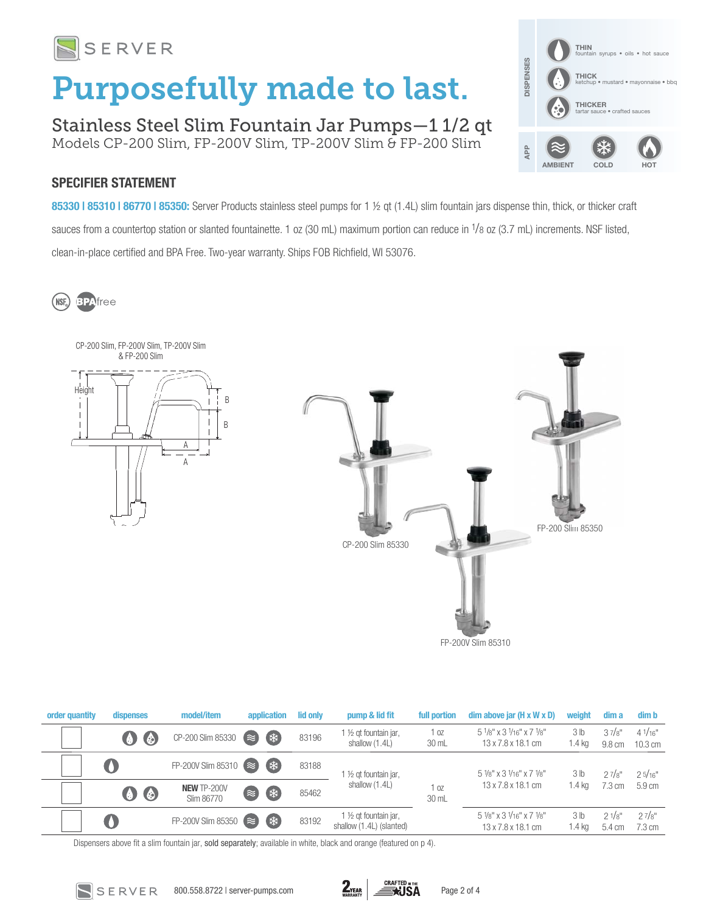# Purposefully made to last.

## Stainless Steel Slim Fountain Jar Pumps—1 1/2 qt

Models CP-200 Slim, FP-200V Slim, TP-200V Slim & FP-200 Slim

| | | |
|---|---|---|
| DISPENSES | THIN | fountain syrups • oils • hot sauce |
| | THICK | ketchup • mustard • mayonnaise • bbq |
| | THICKER | tartar sauce • crafted sauces |
| APP | AMBIENT · COLD · HOT | |

### SPECIFIER STATEMENT

**85330 I 85310 I 86770 I 85350:** Server Products stainless steel pumps for 1 ½ qt (1.4L) slim fountain jars dispense thin, thick, or thicker craft sauces from a countertop station or slanted fountainette. 1 oz (30 mL) maximum portion can reduce in 1/8 oz (3.7 mL) increments. NSF listed, clean-in-place certified and BPA Free. Two-year warranty. Ships FOB Richfield, WI 53076.

NSF · BPA free

CP-200 Slim, FP-200V Slim, TP-200V Slim & FP-200 Slim

Height · A · B

CP-200 Slim 85330

FP-200V Slim 85310

FP-200 Slim 85350

| order quantity | dispenses | model/item | application | lid only | pump & lid fit | full portion | dim above jar (H x W x D) | weight | dim a | dim b |
|---|---|---|---|---|---|---|---|---|---|---|
| ☐ | thick, thicker | CP-200 Slim 85330 | ambient, cold | 83196 | 1 ½ qt fountain jar, shallow (1.4L) | 1 oz 30 mL | 5 1/8" x 3 1/16" x 7 1/8" 13 x 7.8 x 18.1 cm | 3 lb 1.4 kg | 3 7/8" 9.8 cm | 4 1/16" 10.3 cm |
| ☐ | thin | FP-200V Slim 85310 | ambient, cold | 83188 | 1 ½ qt fountain jar, shallow (1.4L) | 1 oz 30 mL | 5 1/8" x 3 1/16" x 7 1/8" 13 x 7.8 x 18.1 cm | 3 lb 1.4 kg | 2 7/8" 7.3 cm | 2 5/16" 5.9 cm |
| ☐ | thick, thicker | **NEW** TP-200V Slim 86770 | ambient, cold | 85462 | | | | | | |
| ☐ | thin | FP-200V Slim 85350 | ambient, cold | 83192 | 1 ½ qt fountain jar, shallow (1.4L) (slanted) | | 5 1/8" x 3 1/16" x 7 1/8" 13 x 7.8 x 18.1 cm | 3 lb 1.4 kg | 2 1/8" 5.4 cm | 2 7/8" 7.3 cm |

Dispensers above fit a slim fountain jar, **sold separately**; available in white, black and orange (featured on p 4).

SERVER 800.558.8722 I server-pumps.com · 2 YEAR WARRANTY · CRAFTED IN THE USA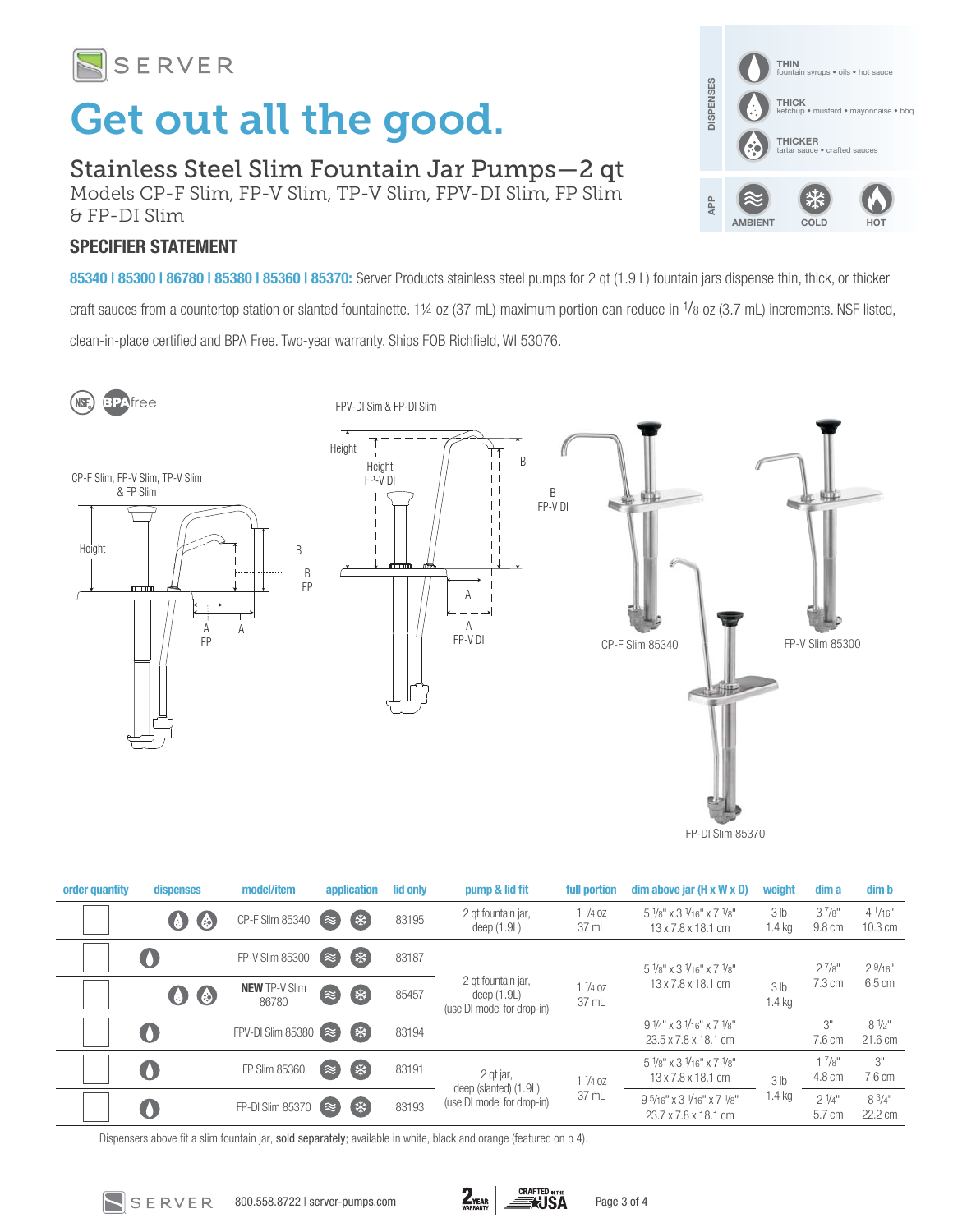# Get out all the good.

## Stainless Steel Slim Fountain Jar Pumps—2 qt

Models CP-F Slim, FP-V Slim, TP-V Slim, FPV-DI Slim, FP Slim & FP-DI Slim

| DISPENSES | |
|---|---|
| THIN | fountain syrups • oils • hot sauce |
| THICK | ketchup • mustard • mayonnaise • bbq |
| THICKER | tartar sauce • crafted sauces |

| APP | | |
|---|---|---|
| AMBIENT | COLD | HOT |

### SPECIFIER STATEMENT

**85340 | 85300 | 86780 | 85380 | 85360 | 85370:** Server Products stainless steel pumps for 2 qt (1.9 L) fountain jars dispense thin, thick, or thicker craft sauces from a countertop station or slanted fountainette. 1¼ oz (37 mL) maximum portion can reduce in 1/8 oz (3.7 mL) increments. NSF listed, clean-in-place certified and BPA Free. Two-year warranty. Ships FOB Richfield, WI 53076.

NSF BPAfree

CP-F Slim, FP-V Slim, TP-V Slim & FP Slim

FPV-DI Sim & FP-DI Slim

CP-F Slim 85340

FP-V Slim 85300

FP-DI Slim 85370

| order quantity | dispenses | model/item | application | lid only | pump & lid fit | full portion | dim above jar (H x W x D) | weight | dim a | dim b |
|---|---|---|---|---|---|---|---|---|---|---|
| ☐ | thick, thicker | CP-F Slim 85340 | ambient, cold | 83195 | 2 qt fountain jar, deep (1.9L) | 1 1/4 oz 37 mL | 5 1/8" x 3 1/16" x 7 1/8" 13 x 7.8 x 18.1 cm | 3 lb 1.4 kg | 3 7/8" 9.8 cm | 4 1/16" 10.3 cm |
| ☐ | thin | FP-V Slim 85300 | ambient, cold | 83187 | 2 qt fountain jar, deep (1.9L) (use DI model for drop-in) | 1 1/4 oz 37 mL | 5 1/8" x 3 1/16" x 7 1/8" 13 x 7.8 x 18.1 cm | 3 lb 1.4 kg | 2 7/8" 7.3 cm | 2 9/16" 6.5 cm |
| ☐ | thick, thicker | **NEW** TP-V Slim 86780 | ambient, cold | 85457 | | | | | | |
| ☐ | thin | FPV-DI Slim 85380 | ambient, cold | 83194 | | | 9 1/4" x 3 1/16" x 7 1/8" 23.5 x 7.8 x 18.1 cm | | 3" 7.6 cm | 8 1/2" 21.6 cm |
| ☐ | thin | FP Slim 85360 | ambient, cold | 83191 | 2 qt jar, deep (slanted) (1.9L) (use DI model for drop-in) | 1 1/4 oz 37 mL | 5 1/8" x 3 1/16" x 7 1/8" 13 x 7.8 x 18.1 cm | 3 lb 1.4 kg | 1 7/8" 4.8 cm | 3" 7.6 cm |
| ☐ | thin | FP-DI Slim 85370 | ambient, cold | 83193 | | | 9 5/16" x 3 1/16" x 7 1/8" 23.7 x 7.8 x 18.1 cm | | 2 1/4" 5.7 cm | 8 3/4" 22.2 cm |

Dispensers above fit a slim fountain jar, **sold separately**; available in white, black and orange (featured on p 4).

SERVER 800.558.8722 | server-pumps.com

2 YEAR WARRANTY | CRAFTED IN THE USA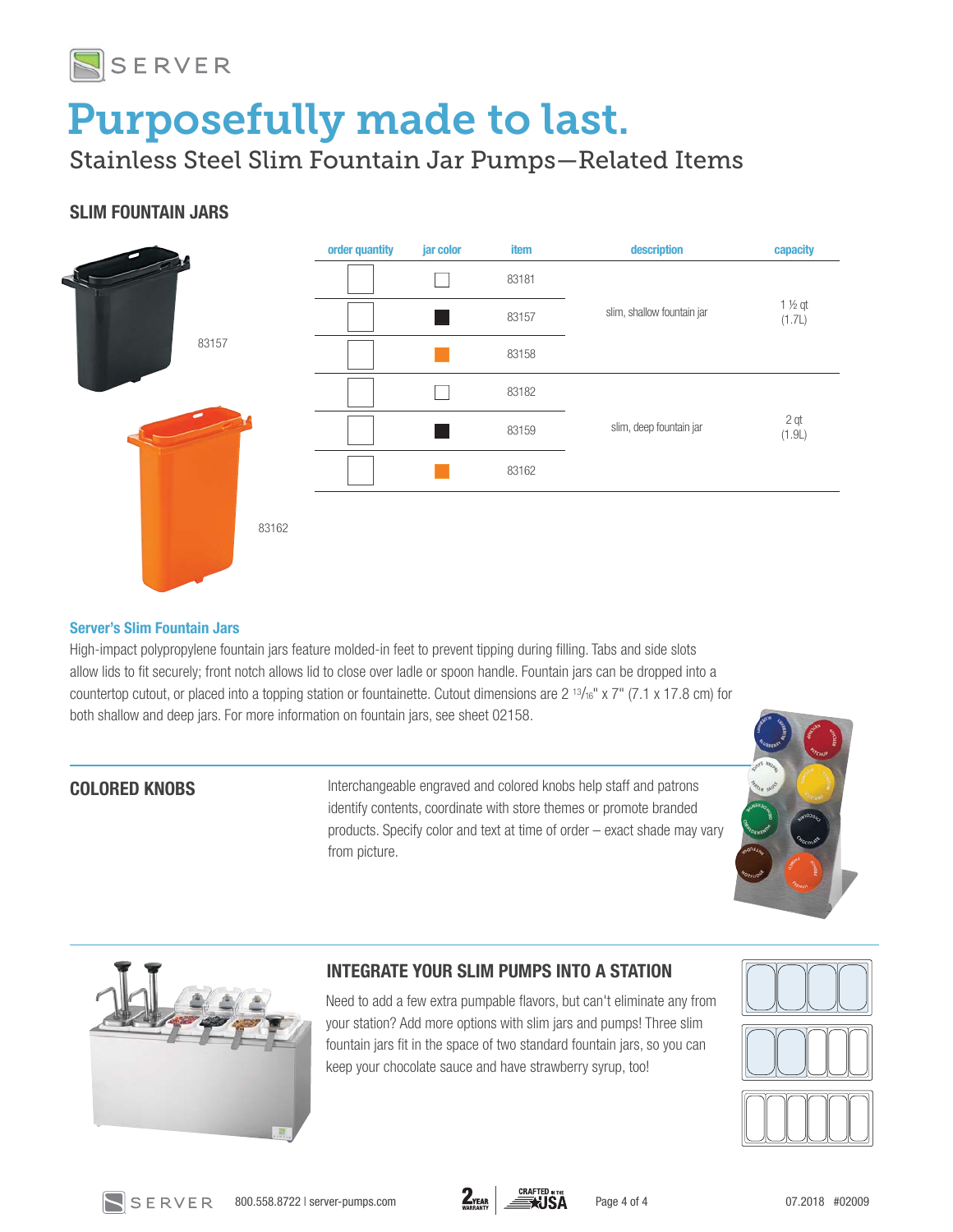SERVER

# Purposefully made to last.

## Stainless Steel Slim Fountain Jar Pumps—Related Items

### SLIM FOUNTAIN JARS

83157

83162

| order quantity | jar color | item | description | capacity |
|---|---|---|---|---|
| | white | 83181 | slim, shallow fountain jar | 1 ½ qt (1.7L) |
| | black | 83157 | | |
| | orange | 83158 | | |
| | white | 83182 | slim, deep fountain jar | 2 qt (1.9L) |
| | black | 83159 | | |
| | orange | 83162 | | |

**Server's Slim Fountain Jars**

High-impact polypropylene fountain jars feature molded-in feet to prevent tipping during filling. Tabs and side slots allow lids to fit securely; front notch allows lid to close over ladle or spoon handle. Fountain jars can be dropped into a countertop cutout, or placed into a topping station or fountainette. Cutout dimensions are 2 $^{13}/_{16}$" x 7" (7.1 x 17.8 cm) for both shallow and deep jars. For more information on fountain jars, see sheet 02158.

### COLORED KNOBS

Interchangeable engraved and colored knobs help staff and patrons identify contents, coordinate with store themes or promote branded products. Specify color and text at time of order – exact shade may vary from picture.

### INTEGRATE YOUR SLIM PUMPS INTO A STATION

Need to add a few extra pumpable flavors, but can't eliminate any from your station? Add more options with slim jars and pumps! Three slim fountain jars fit in the space of two standard fountain jars, so you can keep your chocolate sauce and have strawberry syrup, too!

SERVER 800.558.8722 | server-pumps.com 2 YEAR WARRANTY CRAFTED IN THE USA 07.2018 #02009